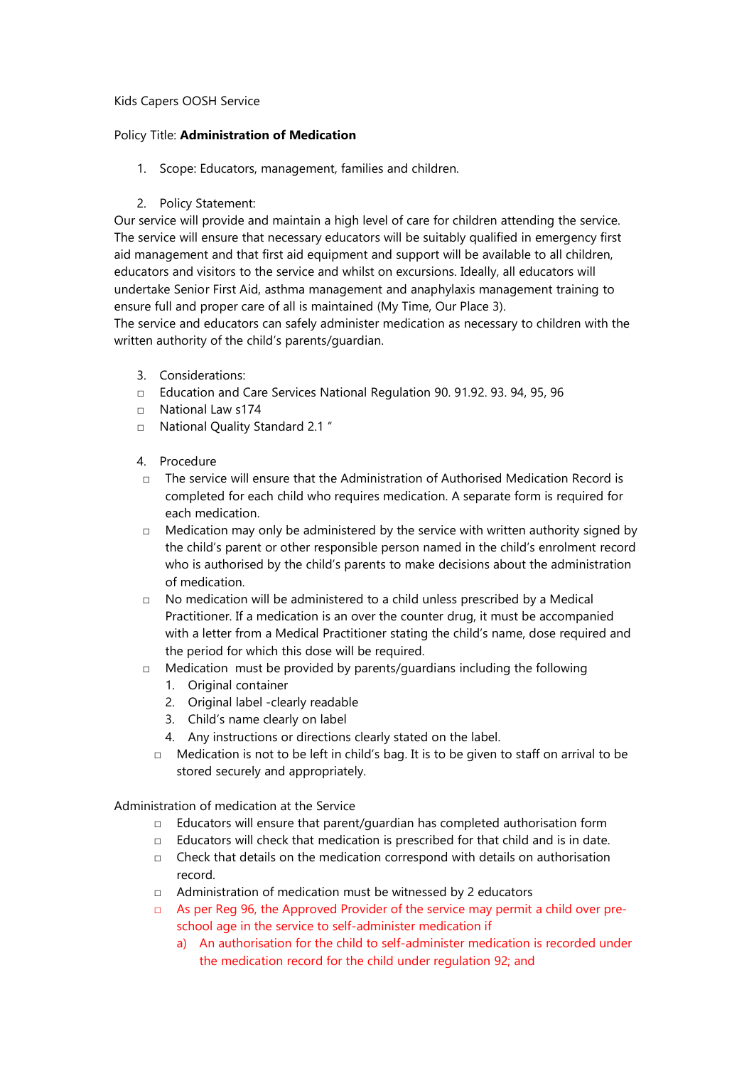Kids Capers OOSH Service

Policy Title: **Administration of Medication**

1. Scope: Educators, management, families and children.

2. Policy Statement:

Our service will provide and maintain a high level of care for children attending the service. The service will ensure that necessary educators will be suitably qualified in emergency first aid management and that first aid equipment and support will be available to all children, educators and visitors to the service and whilst on excursions. Ideally, all educators will undertake Senior First Aid, asthma management and anaphylaxis management training to ensure full and proper care of all is maintained (My Time, Our Place 3).

The service and educators can safely administer medication as necessary to children with the written authority of the child's parents/guardian.

3. Considerations:

- Education and Care Services National Regulation 90. 91.92. 93. 94, 95, 96
- National Law s174
- National Quality Standard 2.1 "

4. Procedure

- The service will ensure that the Administration of Authorised Medication Record is completed for each child who requires medication. A separate form is required for each medication.
- Medication may only be administered by the service with written authority signed by the child's parent or other responsible person named in the child's enrolment record who is authorised by the child's parents to make decisions about the administration of medication.
- No medication will be administered to a child unless prescribed by a Medical Practitioner. If a medication is an over the counter drug, it must be accompanied with a letter from a Medical Practitioner stating the child's name, dose required and the period for which this dose will be required.
- Medication must be provided by parents/guardians including the following
  1. Original container
  2. Original label -clearly readable
  3. Child's name clearly on label
  4. Any instructions or directions clearly stated on the label.
  - Medication is not to be left in child's bag. It is to be given to staff on arrival to be stored securely and appropriately.

Administration of medication at the Service

- Educators will ensure that parent/guardian has completed authorisation form
- Educators will check that medication is prescribed for that child and is in date.
- Check that details on the medication correspond with details on authorisation record.
- Administration of medication must be witnessed by 2 educators
- As per Reg 96, the Approved Provider of the service may permit a child over pre-school age in the service to self-administer medication if
  a) An authorisation for the child to self-administer medication is recorded under the medication record for the child under regulation 92; and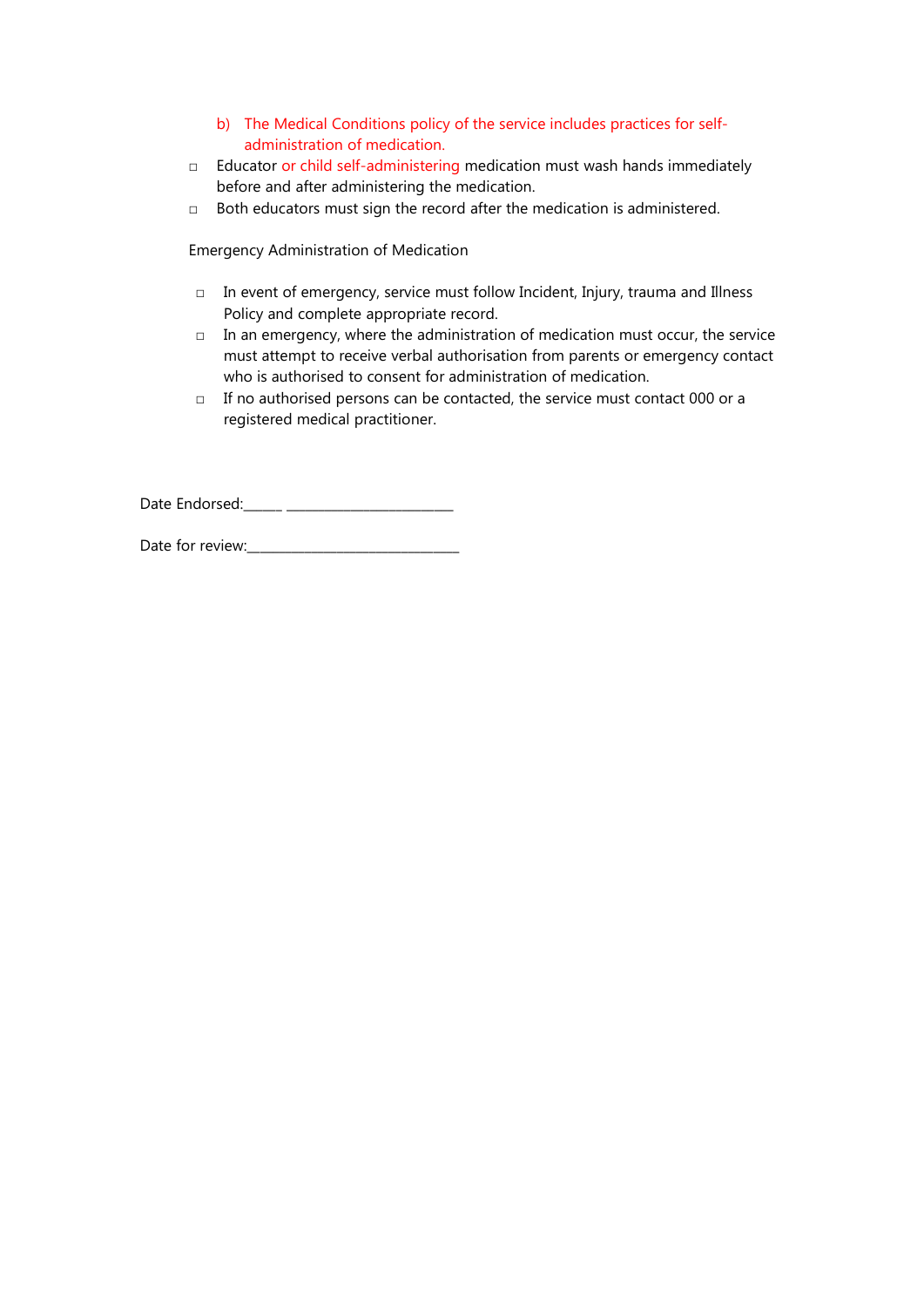b) The Medical Conditions policy of the service includes practices for self-administration of medication.

- Educator or child self-administering medication must wash hands immediately before and after administering the medication.
- Both educators must sign the record after the medication is administered.

Emergency Administration of Medication

- In event of emergency, service must follow Incident, Injury, trauma and Illness Policy and complete appropriate record.
- In an emergency, where the administration of medication must occur, the service must attempt to receive verbal authorisation from parents or emergency contact who is authorised to consent for administration of medication.
- If no authorised persons can be contacted, the service must contact 000 or a registered medical practitioner.

Date Endorsed:______ _________________________

Date for review:_______________________________